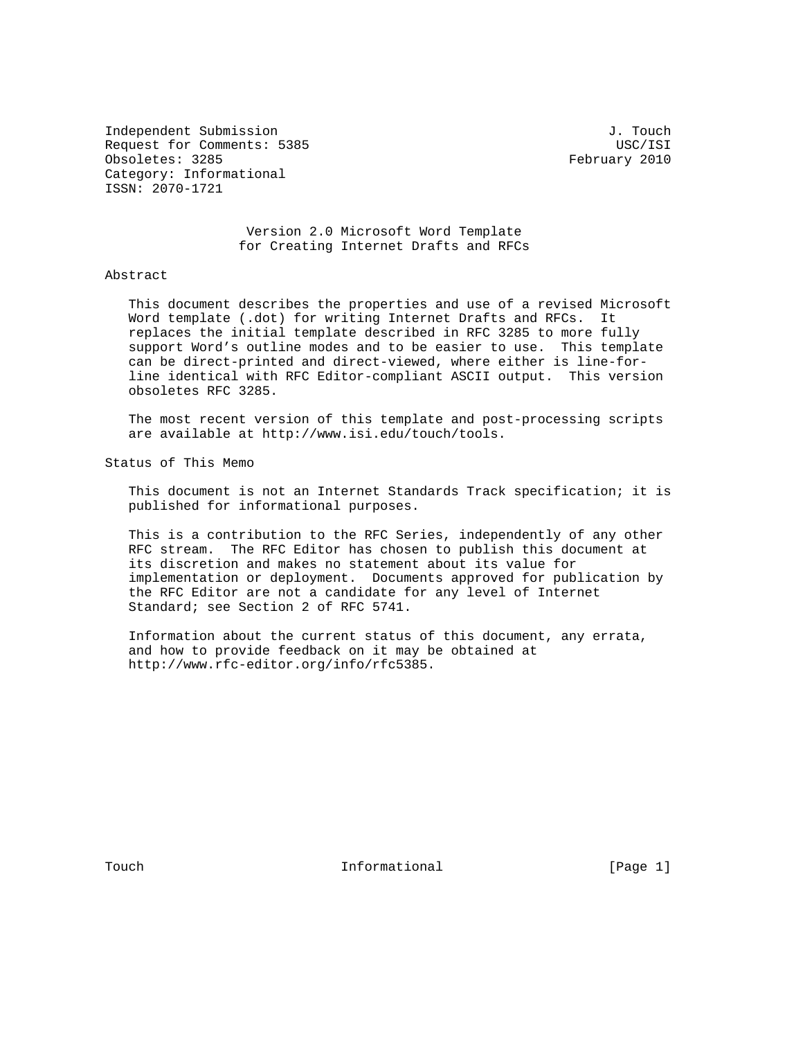Independent Submission                                          J. Touch
Request for Comments: 5385                                       USC/ISI
Obsoletes: 3285                                            February 2010
Category: Informational
ISSN: 2070-1721

# Version 2.0 Microsoft Word Template for Creating Internet Drafts and RFCs

## Abstract

This document describes the properties and use of a revised Microsoft Word template (.dot) for writing Internet Drafts and RFCs. It replaces the initial template described in RFC 3285 to more fully support Word's outline modes and to be easier to use. This template can be direct-printed and direct-viewed, where either is line-for-line identical with RFC Editor-compliant ASCII output. This version obsoletes RFC 3285.

The most recent version of this template and post-processing scripts are available at http://www.isi.edu/touch/tools.

## Status of This Memo

This document is not an Internet Standards Track specification; it is published for informational purposes.

This is a contribution to the RFC Series, independently of any other RFC stream. The RFC Editor has chosen to publish this document at its discretion and makes no statement about its value for implementation or deployment. Documents approved for publication by the RFC Editor are not a candidate for any level of Internet Standard; see Section 2 of RFC 5741.

Information about the current status of this document, any errata, and how to provide feedback on it may be obtained at http://www.rfc-editor.org/info/rfc5385.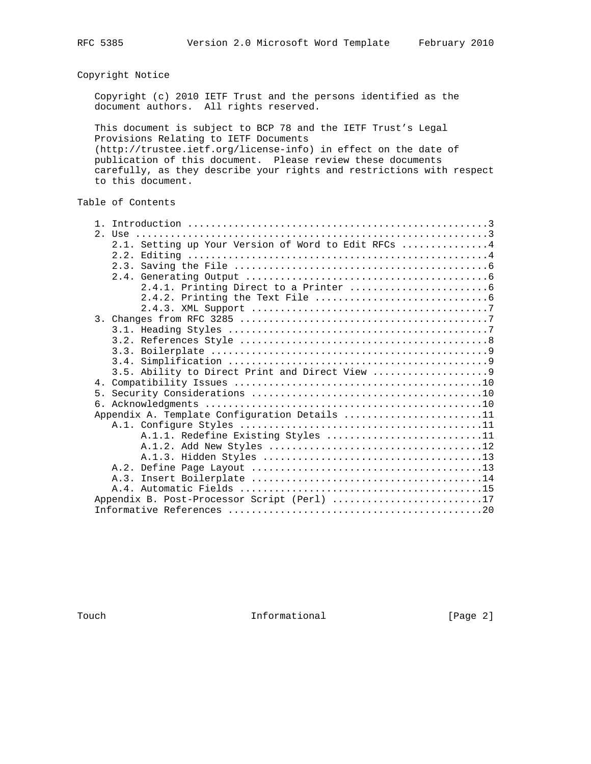## Copyright Notice

Copyright (c) 2010 IETF Trust and the persons identified as the document authors. All rights reserved.

This document is subject to BCP 78 and the IETF Trust's Legal Provisions Relating to IETF Documents (http://trustee.ietf.org/license-info) in effect on the date of publication of this document. Please review these documents carefully, as they describe your rights and restrictions with respect to this document.

## Table of Contents

```
   1. Introduction ....................................................3
   2. Use .............................................................3
      2.1. Setting up Your Version of Word to Edit RFCs ...............4
      2.2. Editing ....................................................4
      2.3. Saving the File ............................................6
      2.4. Generating Output ..........................................6
           2.4.1. Printing Direct to a Printer ........................6
           2.4.2. Printing the Text File ..............................6
           2.4.3. XML Support .........................................7
   3. Changes from RFC 3285 ...........................................7
      3.1. Heading Styles .............................................7
      3.2. References Style ...........................................8
      3.3. Boilerplate ................................................9
      3.4. Simplification .............................................9
      3.5. Ability to Direct Print and Direct View ....................9
   4. Compatibility Issues ...........................................10
   5. Security Considerations ........................................10
   6. Acknowledgments ................................................10
   Appendix A. Template Configuration Details ........................11
      A.1. Configure Styles ..........................................11
           A.1.1. Redefine Existing Styles ...........................11
           A.1.2. Add New Styles .....................................12
           A.1.3. Hidden Styles ......................................13
      A.2. Define Page Layout ........................................13
      A.3. Insert Boilerplate ........................................14
      A.4. Automatic Fields ..........................................15
   Appendix B. Post-Processor Script (Perl) ..........................17
   Informative References ............................................20
```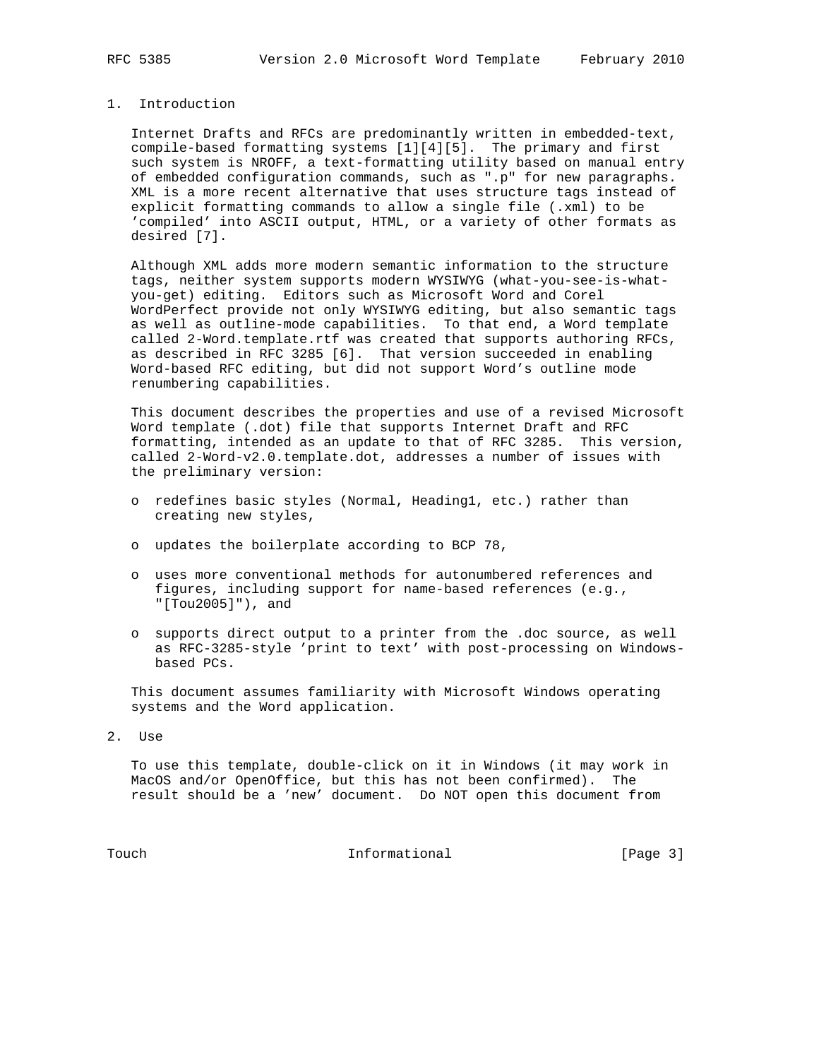## 1. Introduction

Internet Drafts and RFCs are predominantly written in embedded-text, compile-based formatting systems [1][4][5]. The primary and first such system is NROFF, a text-formatting utility based on manual entry of embedded configuration commands, such as ".p" for new paragraphs. XML is a more recent alternative that uses structure tags instead of explicit formatting commands to allow a single file (.xml) to be 'compiled' into ASCII output, HTML, or a variety of other formats as desired [7].

Although XML adds more modern semantic information to the structure tags, neither system supports modern WYSIWYG (what-you-see-is-what-you-get) editing. Editors such as Microsoft Word and Corel WordPerfect provide not only WYSIWYG editing, but also semantic tags as well as outline-mode capabilities. To that end, a Word template called 2-Word.template.rtf was created that supports authoring RFCs, as described in RFC 3285 [6]. That version succeeded in enabling Word-based RFC editing, but did not support Word's outline mode renumbering capabilities.

This document describes the properties and use of a revised Microsoft Word template (.dot) file that supports Internet Draft and RFC formatting, intended as an update to that of RFC 3285. This version, called 2-Word-v2.0.template.dot, addresses a number of issues with the preliminary version:

- redefines basic styles (Normal, Heading1, etc.) rather than creating new styles,
- updates the boilerplate according to BCP 78,
- uses more conventional methods for autonumbered references and figures, including support for name-based references (e.g., "[Tou2005]"), and
- supports direct output to a printer from the .doc source, as well as RFC-3285-style 'print to text' with post-processing on Windows-based PCs.

This document assumes familiarity with Microsoft Windows operating systems and the Word application.

## 2. Use

To use this template, double-click on it in Windows (it may work in MacOS and/or OpenOffice, but this has not been confirmed). The result should be a 'new' document. Do NOT open this document from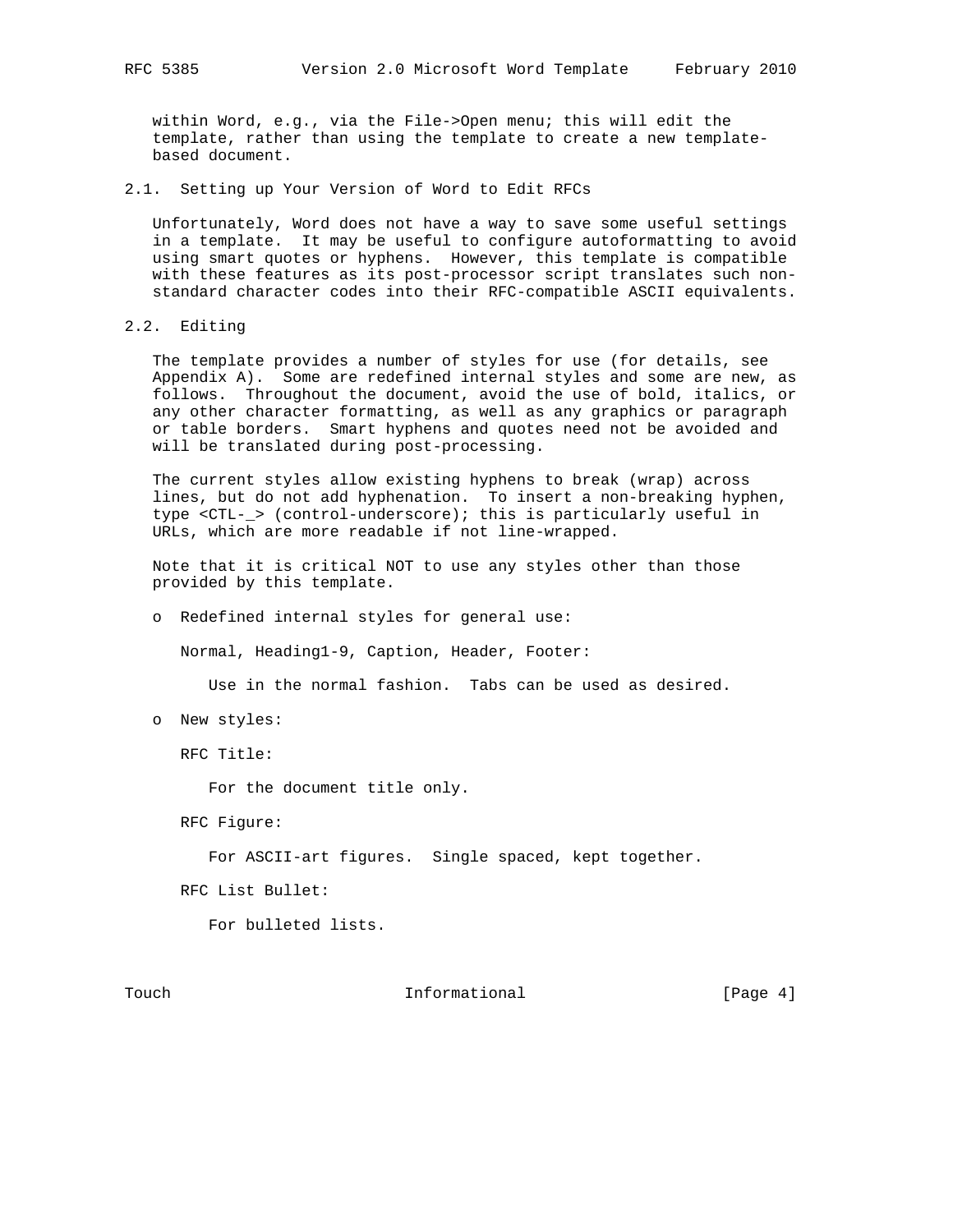within Word, e.g., via the File->Open menu; this will edit the template, rather than using the template to create a new template-based document.

### 2.1. Setting up Your Version of Word to Edit RFCs

Unfortunately, Word does not have a way to save some useful settings in a template. It may be useful to configure autoformatting to avoid using smart quotes or hyphens. However, this template is compatible with these features as its post-processor script translates such non-standard character codes into their RFC-compatible ASCII equivalents.

### 2.2. Editing

The template provides a number of styles for use (for details, see Appendix A). Some are redefined internal styles and some are new, as follows. Throughout the document, avoid the use of bold, italics, or any other character formatting, as well as any graphics or paragraph or table borders. Smart hyphens and quotes need not be avoided and will be translated during post-processing.

The current styles allow existing hyphens to break (wrap) across lines, but do not add hyphenation. To insert a non-breaking hyphen, type <CTL-_> (control-underscore); this is particularly useful in URLs, which are more readable if not line-wrapped.

Note that it is critical NOT to use any styles other than those provided by this template.

- Redefined internal styles for general use:

  Normal, Heading1-9, Caption, Header, Footer:

  Use in the normal fashion. Tabs can be used as desired.

- New styles:

  RFC Title:

  For the document title only.

  RFC Figure:

  For ASCII-art figures. Single spaced, kept together.

  RFC List Bullet:

  For bulleted lists.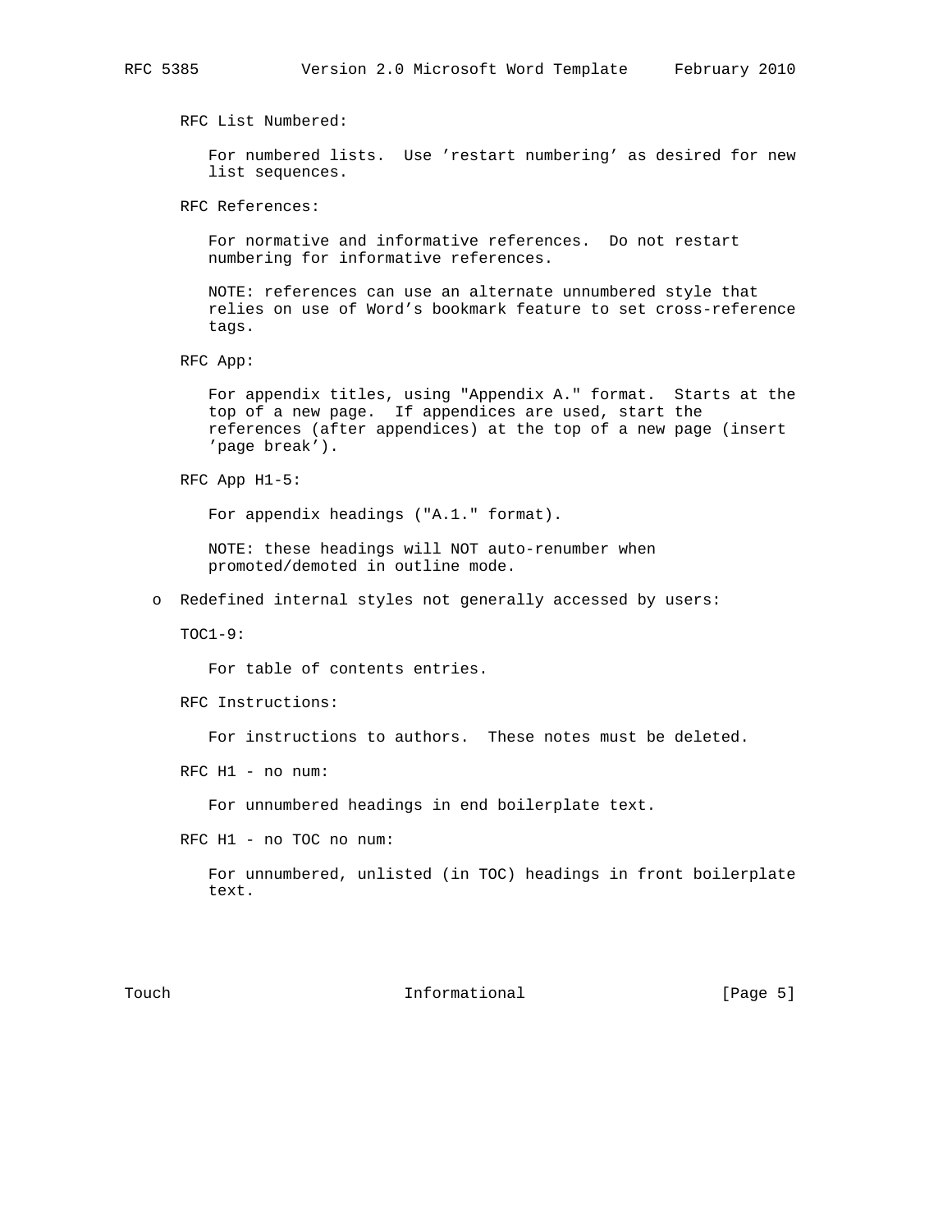RFC List Numbered:

For numbered lists. Use 'restart numbering' as desired for new list sequences.

RFC References:

For normative and informative references. Do not restart numbering for informative references.

NOTE: references can use an alternate unnumbered style that relies on use of Word's bookmark feature to set cross-reference tags.

RFC App:

For appendix titles, using "Appendix A." format. Starts at the top of a new page. If appendices are used, start the references (after appendices) at the top of a new page (insert 'page break').

RFC App H1-5:

For appendix headings ("A.1." format).

NOTE: these headings will NOT auto-renumber when promoted/demoted in outline mode.

- Redefined internal styles not generally accessed by users:

  TOC1-9:

  For table of contents entries.

  RFC Instructions:

  For instructions to authors. These notes must be deleted.

  RFC H1 - no num:

  For unnumbered headings in end boilerplate text.

  RFC H1 - no TOC no num:

  For unnumbered, unlisted (in TOC) headings in front boilerplate text.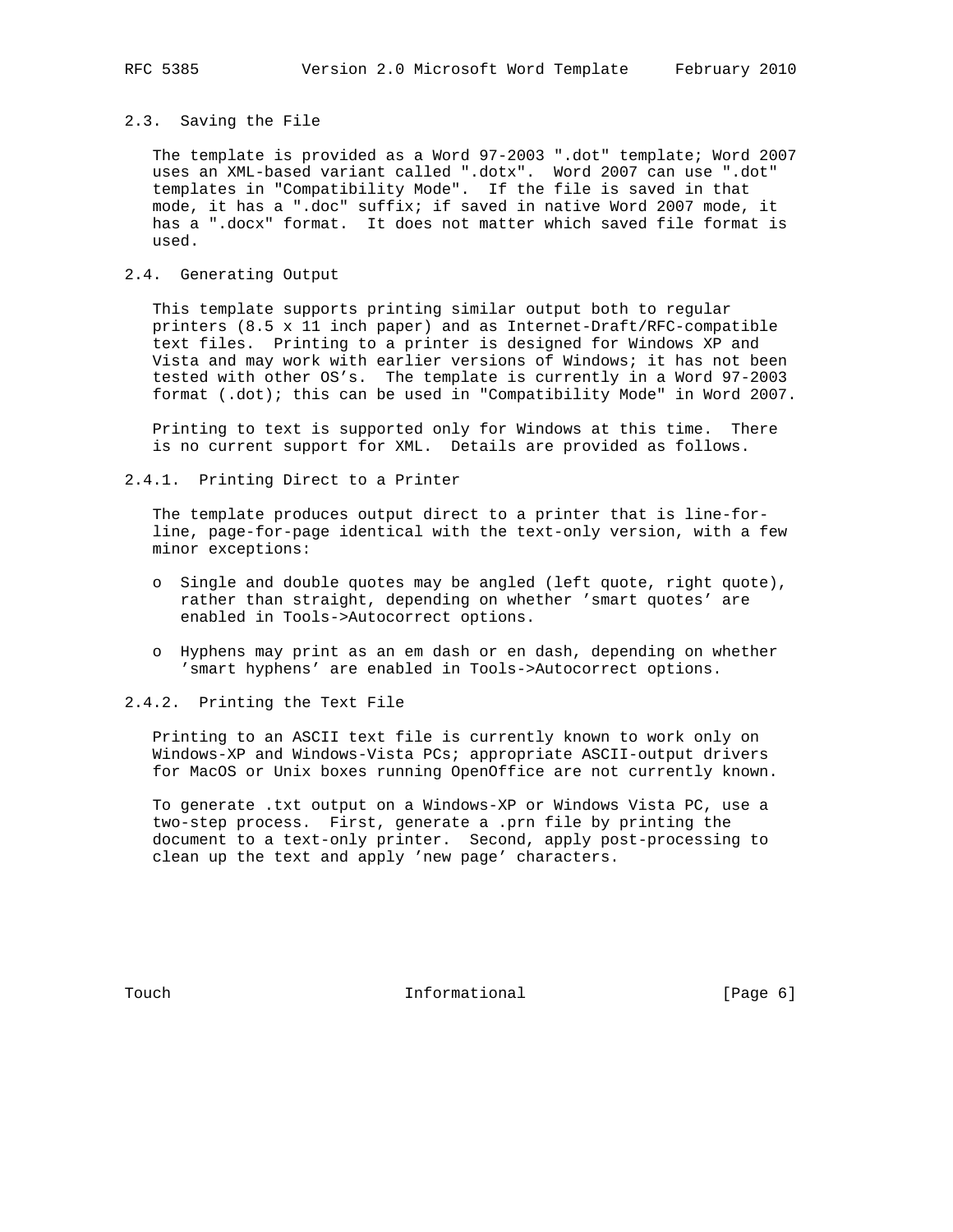### 2.3. Saving the File

The template is provided as a Word 97-2003 ".dot" template; Word 2007 uses an XML-based variant called ".dotx". Word 2007 can use ".dot" templates in "Compatibility Mode". If the file is saved in that mode, it has a ".doc" suffix; if saved in native Word 2007 mode, it has a ".docx" format. It does not matter which saved file format is used.

### 2.4. Generating Output

This template supports printing similar output both to regular printers (8.5 x 11 inch paper) and as Internet-Draft/RFC-compatible text files. Printing to a printer is designed for Windows XP and Vista and may work with earlier versions of Windows; it has not been tested with other OS’s. The template is currently in a Word 97-2003 format (.dot); this can be used in "Compatibility Mode" in Word 2007.

Printing to text is supported only for Windows at this time. There is no current support for XML. Details are provided as follows.

#### 2.4.1. Printing Direct to a Printer

The template produces output direct to a printer that is line-for-line, page-for-page identical with the text-only version, with a few minor exceptions:

- Single and double quotes may be angled (left quote, right quote), rather than straight, depending on whether ’smart quotes’ are enabled in Tools->Autocorrect options.

- Hyphens may print as an em dash or en dash, depending on whether ’smart hyphens’ are enabled in Tools->Autocorrect options.

#### 2.4.2. Printing the Text File

Printing to an ASCII text file is currently known to work only on Windows-XP and Windows-Vista PCs; appropriate ASCII-output drivers for MacOS or Unix boxes running OpenOffice are not currently known.

To generate .txt output on a Windows-XP or Windows Vista PC, use a two-step process. First, generate a .prn file by printing the document to a text-only printer. Second, apply post-processing to clean up the text and apply ’new page’ characters.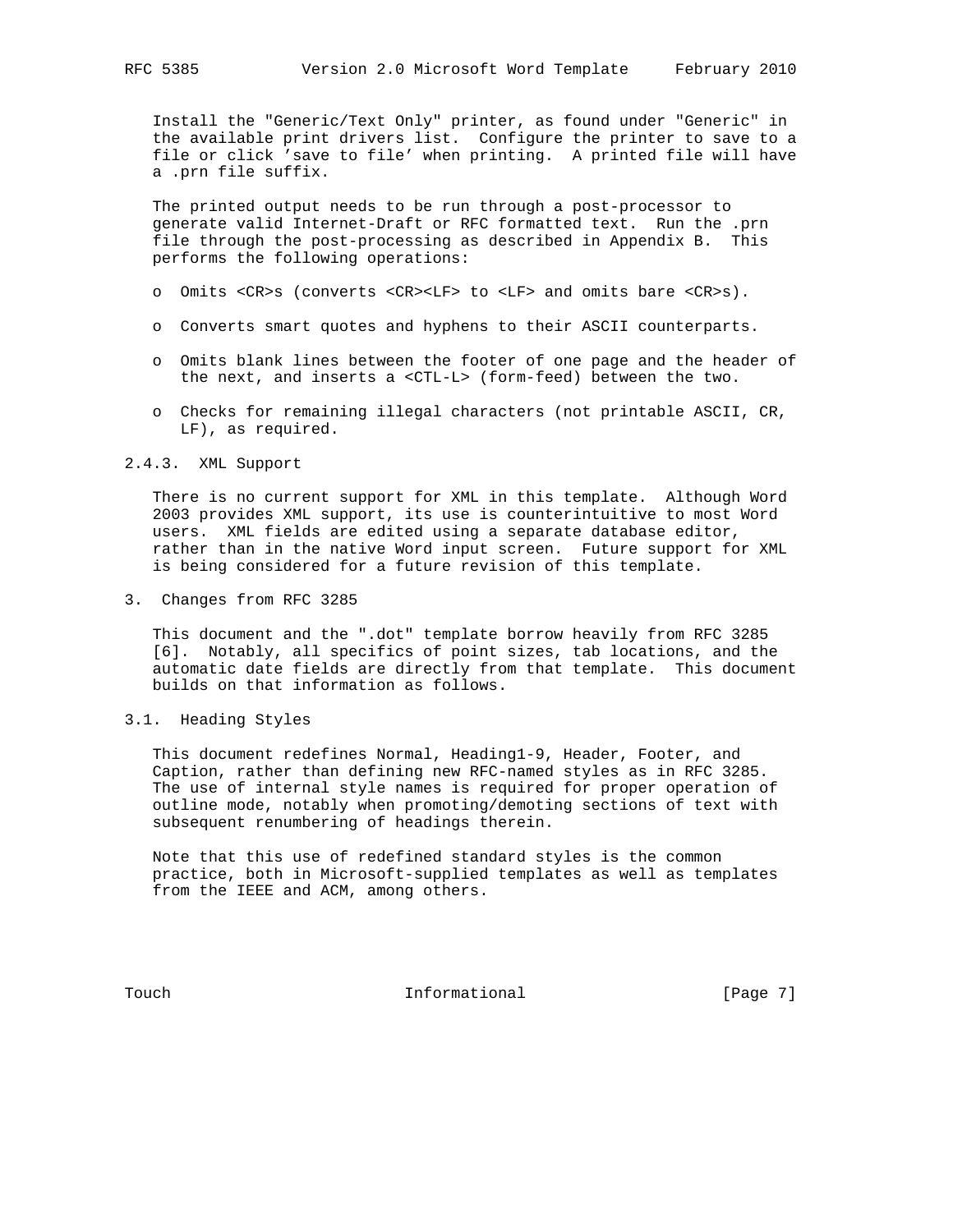Install the "Generic/Text Only" printer, as found under "Generic" in the available print drivers list. Configure the printer to save to a file or click 'save to file' when printing. A printed file will have a .prn file suffix.

The printed output needs to be run through a post-processor to generate valid Internet-Draft or RFC formatted text. Run the .prn file through the post-processing as described in Appendix B. This performs the following operations:

- Omits <CR>s (converts <CR><LF> to <LF> and omits bare <CR>s).
- Converts smart quotes and hyphens to their ASCII counterparts.
- Omits blank lines between the footer of one page and the header of the next, and inserts a <CTL-L> (form-feed) between the two.
- Checks for remaining illegal characters (not printable ASCII, CR, LF), as required.

#### 2.4.3. XML Support

There is no current support for XML in this template. Although Word 2003 provides XML support, its use is counterintuitive to most Word users. XML fields are edited using a separate database editor, rather than in the native Word input screen. Future support for XML is being considered for a future revision of this template.

## 3. Changes from RFC 3285

This document and the ".dot" template borrow heavily from RFC 3285 [6]. Notably, all specifics of point sizes, tab locations, and the automatic date fields are directly from that template. This document builds on that information as follows.

### 3.1. Heading Styles

This document redefines Normal, Heading1-9, Header, Footer, and Caption, rather than defining new RFC-named styles as in RFC 3285. The use of internal style names is required for proper operation of outline mode, notably when promoting/demoting sections of text with subsequent renumbering of headings therein.

Note that this use of redefined standard styles is the common practice, both in Microsoft-supplied templates as well as templates from the IEEE and ACM, among others.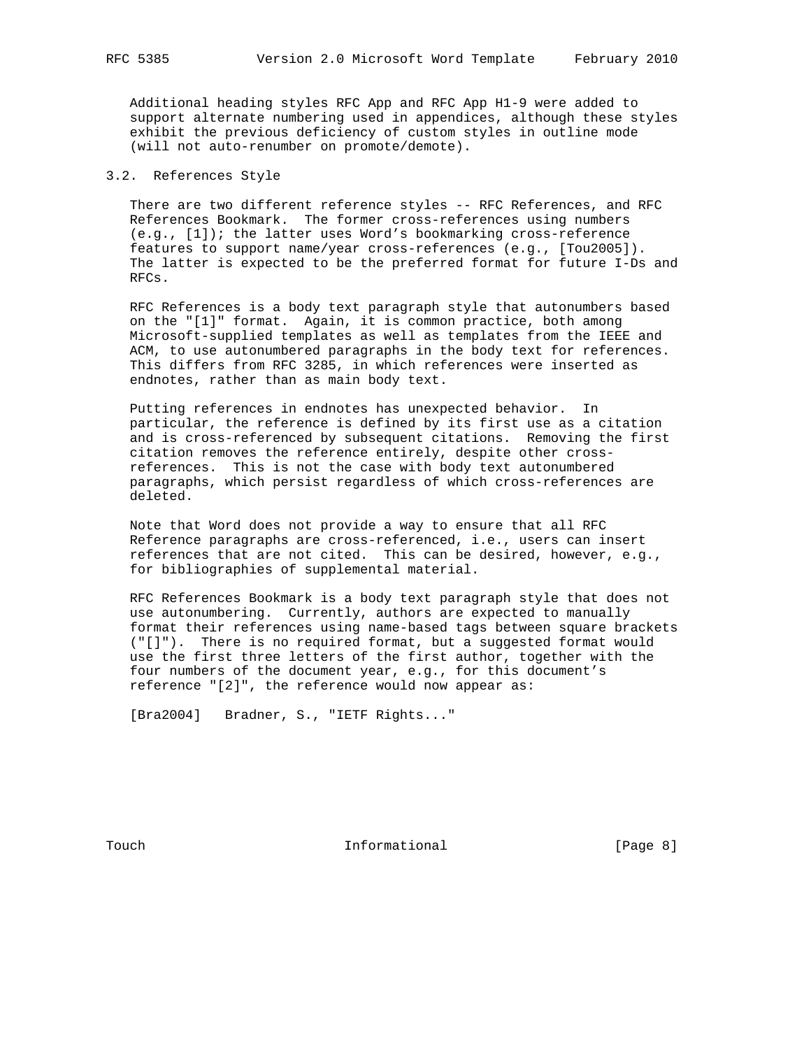Additional heading styles RFC App and RFC App H1-9 were added to support alternate numbering used in appendices, although these styles exhibit the previous deficiency of custom styles in outline mode (will not auto-renumber on promote/demote).

## 3.2. References Style

There are two different reference styles -- RFC References, and RFC References Bookmark. The former cross-references using numbers (e.g., [1]); the latter uses Word's bookmarking cross-reference features to support name/year cross-references (e.g., [Tou2005]). The latter is expected to be the preferred format for future I-Ds and RFCs.

RFC References is a body text paragraph style that autonumbers based on the "[1]" format. Again, it is common practice, both among Microsoft-supplied templates as well as templates from the IEEE and ACM, to use autonumbered paragraphs in the body text for references. This differs from RFC 3285, in which references were inserted as endnotes, rather than as main body text.

Putting references in endnotes has unexpected behavior. In particular, the reference is defined by its first use as a citation and is cross-referenced by subsequent citations. Removing the first citation removes the reference entirely, despite other cross-references. This is not the case with body text autonumbered paragraphs, which persist regardless of which cross-references are deleted.

Note that Word does not provide a way to ensure that all RFC Reference paragraphs are cross-referenced, i.e., users can insert references that are not cited. This can be desired, however, e.g., for bibliographies of supplemental material.

RFC References Bookmark is a body text paragraph style that does not use autonumbering. Currently, authors are expected to manually format their references using name-based tags between square brackets ("[]"). There is no required format, but a suggested format would use the first three letters of the first author, together with the four numbers of the document year, e.g., for this document's reference "[2]", the reference would now appear as:

[Bra2004]   Bradner, S., "IETF Rights..."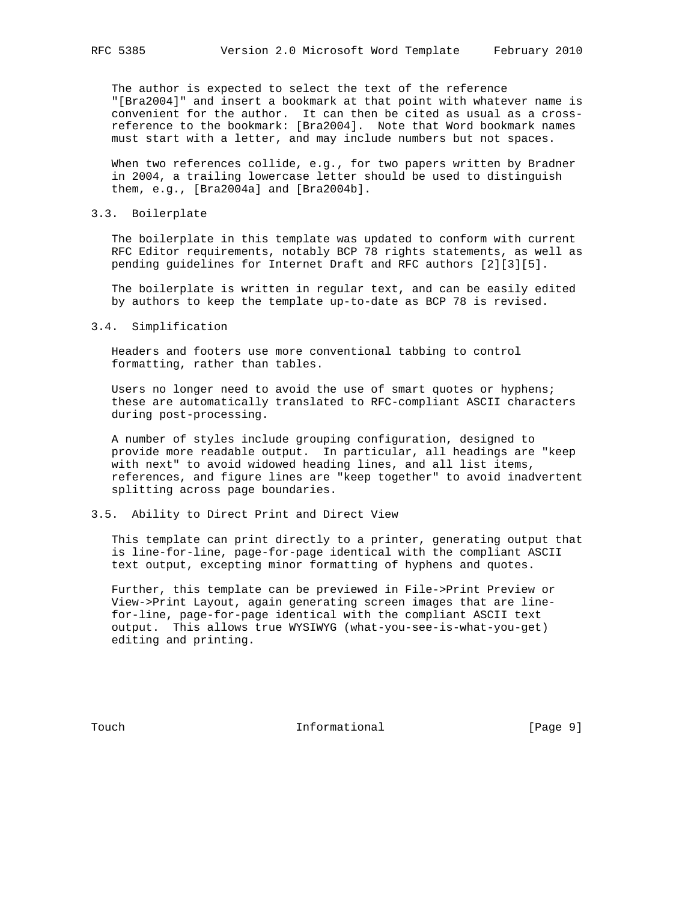The author is expected to select the text of the reference "[Bra2004]" and insert a bookmark at that point with whatever name is convenient for the author. It can then be cited as usual as a cross-reference to the bookmark: [Bra2004]. Note that Word bookmark names must start with a letter, and may include numbers but not spaces.

When two references collide, e.g., for two papers written by Bradner in 2004, a trailing lowercase letter should be used to distinguish them, e.g., [Bra2004a] and [Bra2004b].

### 3.3. Boilerplate

The boilerplate in this template was updated to conform with current RFC Editor requirements, notably BCP 78 rights statements, as well as pending guidelines for Internet Draft and RFC authors [2][3][5].

The boilerplate is written in regular text, and can be easily edited by authors to keep the template up-to-date as BCP 78 is revised.

### 3.4. Simplification

Headers and footers use more conventional tabbing to control formatting, rather than tables.

Users no longer need to avoid the use of smart quotes or hyphens; these are automatically translated to RFC-compliant ASCII characters during post-processing.

A number of styles include grouping configuration, designed to provide more readable output. In particular, all headings are "keep with next" to avoid widowed heading lines, and all list items, references, and figure lines are "keep together" to avoid inadvertent splitting across page boundaries.

### 3.5. Ability to Direct Print and Direct View

This template can print directly to a printer, generating output that is line-for-line, page-for-page identical with the compliant ASCII text output, excepting minor formatting of hyphens and quotes.

Further, this template can be previewed in File->Print Preview or View->Print Layout, again generating screen images that are line-for-line, page-for-page identical with the compliant ASCII text output. This allows true WYSIWYG (what-you-see-is-what-you-get) editing and printing.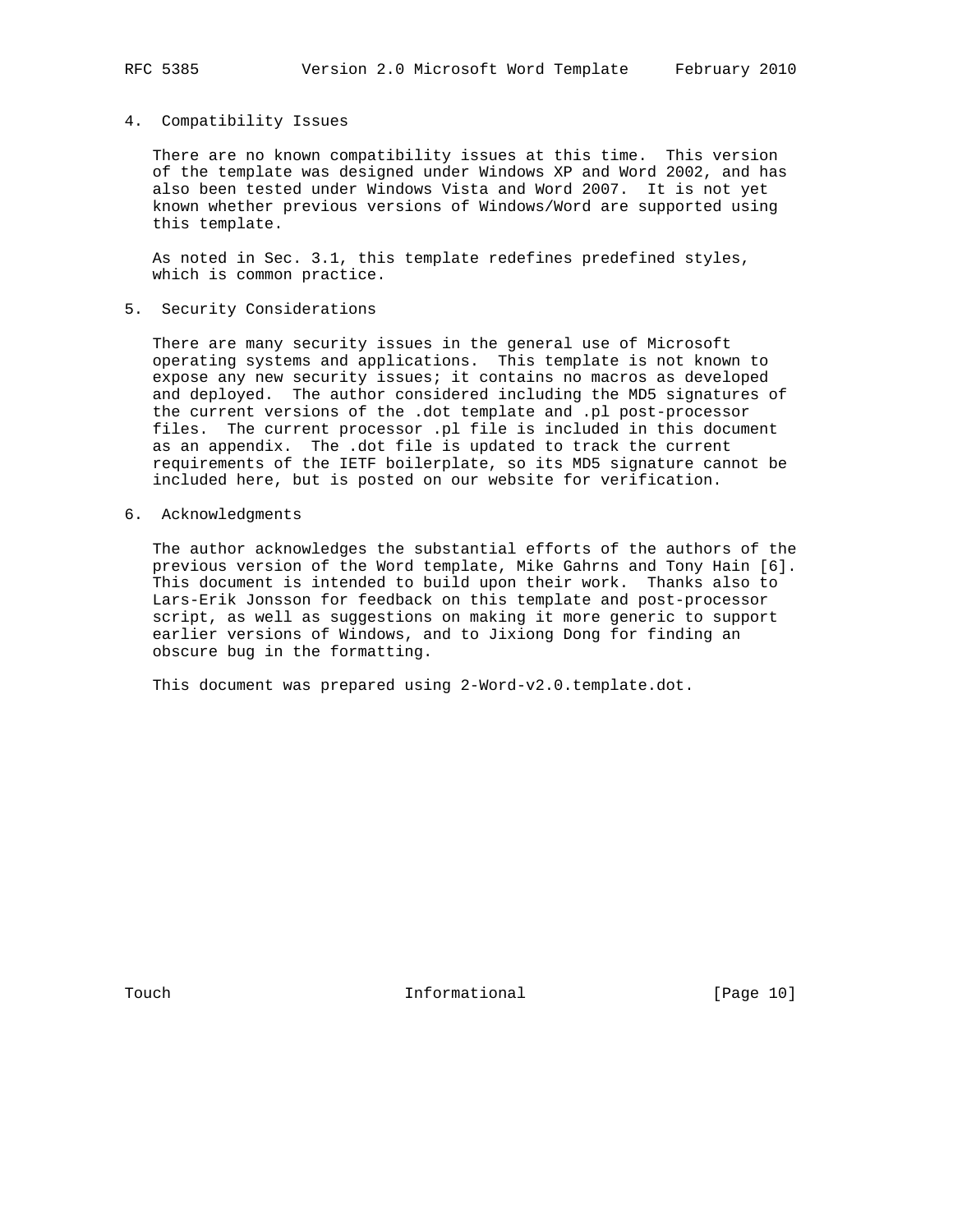## 4. Compatibility Issues

There are no known compatibility issues at this time. This version of the template was designed under Windows XP and Word 2002, and has also been tested under Windows Vista and Word 2007. It is not yet known whether previous versions of Windows/Word are supported using this template.

As noted in Sec. 3.1, this template redefines predefined styles, which is common practice.

## 5. Security Considerations

There are many security issues in the general use of Microsoft operating systems and applications. This template is not known to expose any new security issues; it contains no macros as developed and deployed. The author considered including the MD5 signatures of the current versions of the .dot template and .pl post-processor files. The current processor .pl file is included in this document as an appendix. The .dot file is updated to track the current requirements of the IETF boilerplate, so its MD5 signature cannot be included here, but is posted on our website for verification.

## 6. Acknowledgments

The author acknowledges the substantial efforts of the authors of the previous version of the Word template, Mike Gahrns and Tony Hain [6]. This document is intended to build upon their work. Thanks also to Lars-Erik Jonsson for feedback on this template and post-processor script, as well as suggestions on making it more generic to support earlier versions of Windows, and to Jixiong Dong for finding an obscure bug in the formatting.

This document was prepared using 2-Word-v2.0.template.dot.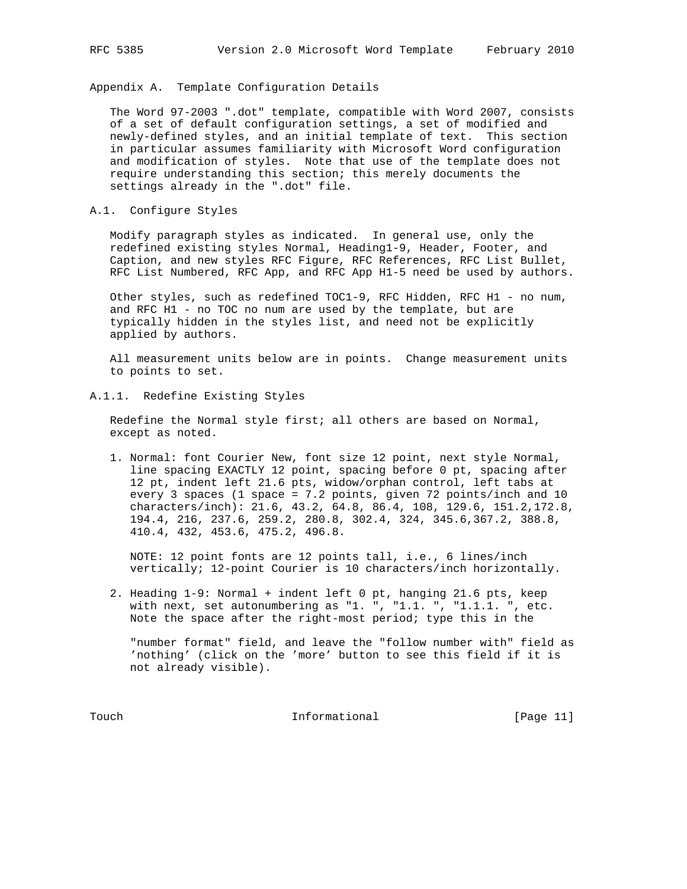# Appendix A. Template Configuration Details

The Word 97-2003 ".dot" template, compatible with Word 2007, consists of a set of default configuration settings, a set of modified and newly-defined styles, and an initial template of text. This section in particular assumes familiarity with Microsoft Word configuration and modification of styles. Note that use of the template does not require understanding this section; this merely documents the settings already in the ".dot" file.

## A.1. Configure Styles

Modify paragraph styles as indicated. In general use, only the redefined existing styles Normal, Heading1-9, Header, Footer, and Caption, and new styles RFC Figure, RFC References, RFC List Bullet, RFC List Numbered, RFC App, and RFC App H1-5 need be used by authors.

Other styles, such as redefined TOC1-9, RFC Hidden, RFC H1 - no num, and RFC H1 - no TOC no num are used by the template, but are typically hidden in the styles list, and need not be explicitly applied by authors.

All measurement units below are in points. Change measurement units to points to set.

### A.1.1. Redefine Existing Styles

Redefine the Normal style first; all others are based on Normal, except as noted.

1. Normal: font Courier New, font size 12 point, next style Normal, line spacing EXACTLY 12 point, spacing before 0 pt, spacing after 12 pt, indent left 21.6 pts, widow/orphan control, left tabs at every 3 spaces (1 space = 7.2 points, given 72 points/inch and 10 characters/inch): 21.6, 43.2, 64.8, 86.4, 108, 129.6, 151.2,172.8, 194.4, 216, 237.6, 259.2, 280.8, 302.4, 324, 345.6,367.2, 388.8, 410.4, 432, 453.6, 475.2, 496.8.

   NOTE: 12 point fonts are 12 points tall, i.e., 6 lines/inch vertically; 12-point Courier is 10 characters/inch horizontally.

2. Heading 1-9: Normal + indent left 0 pt, hanging 21.6 pts, keep with next, set autonumbering as "1. ", "1.1. ", "1.1.1. ", etc. Note the space after the right-most period; type this in the

   "number format" field, and leave the "follow number with" field as 'nothing' (click on the 'more' button to see this field if it is not already visible).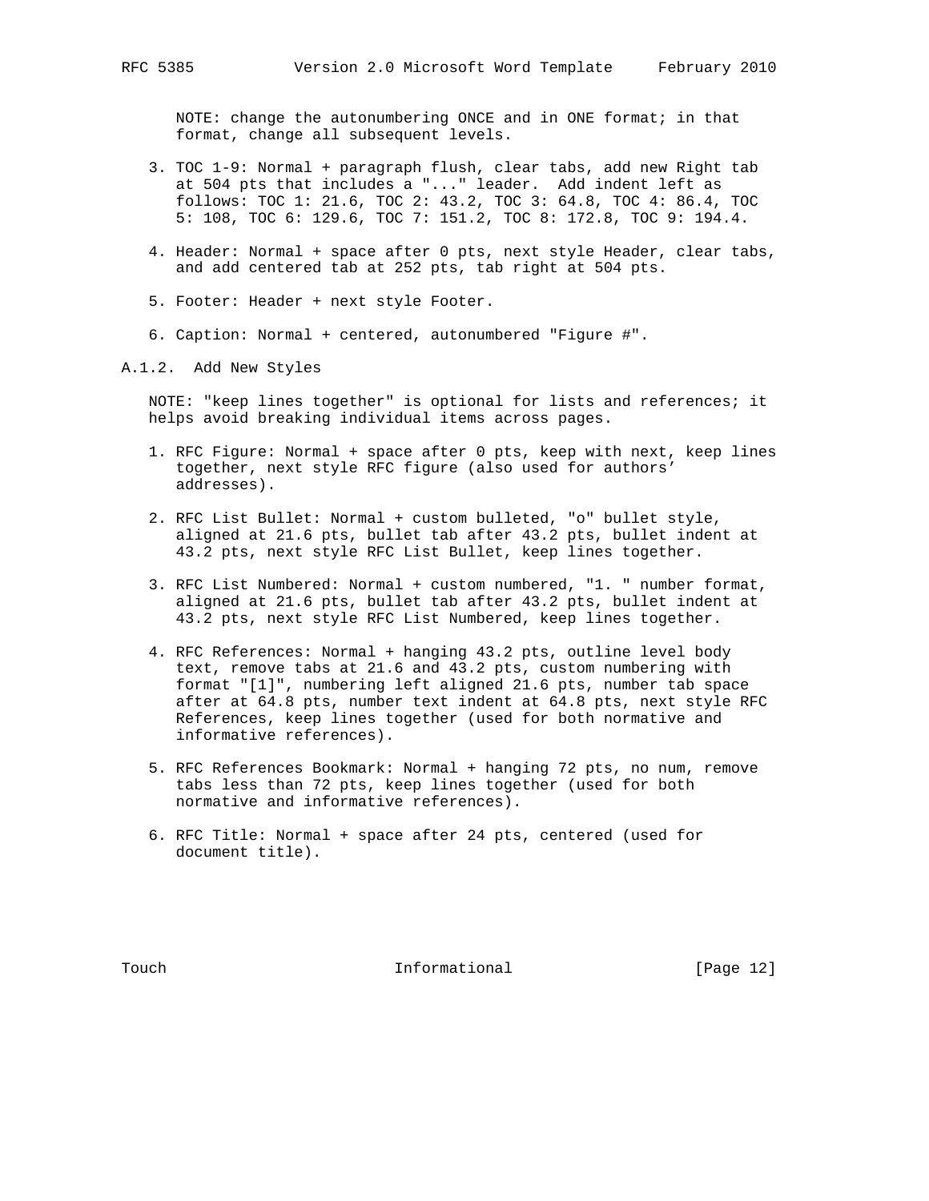NOTE: change the autonumbering ONCE and in ONE format; in that format, change all subsequent levels.

3. TOC 1-9: Normal + paragraph flush, clear tabs, add new Right tab at 504 pts that includes a "..." leader. Add indent left as follows: TOC 1: 21.6, TOC 2: 43.2, TOC 3: 64.8, TOC 4: 86.4, TOC 5: 108, TOC 6: 129.6, TOC 7: 151.2, TOC 8: 172.8, TOC 9: 194.4.

4. Header: Normal + space after 0 pts, next style Header, clear tabs, and add centered tab at 252 pts, tab right at 504 pts.

5. Footer: Header + next style Footer.

6. Caption: Normal + centered, autonumbered "Figure #".

### A.1.2. Add New Styles

NOTE: "keep lines together" is optional for lists and references; it helps avoid breaking individual items across pages.

1. RFC Figure: Normal + space after 0 pts, keep with next, keep lines together, next style RFC figure (also used for authors' addresses).

2. RFC List Bullet: Normal + custom bulleted, "o" bullet style, aligned at 21.6 pts, bullet tab after 43.2 pts, bullet indent at 43.2 pts, next style RFC List Bullet, keep lines together.

3. RFC List Numbered: Normal + custom numbered, "1. " number format, aligned at 21.6 pts, bullet tab after 43.2 pts, bullet indent at 43.2 pts, next style RFC List Numbered, keep lines together.

4. RFC References: Normal + hanging 43.2 pts, outline level body text, remove tabs at 21.6 and 43.2 pts, custom numbering with format "[1]", numbering left aligned 21.6 pts, number tab space after at 64.8 pts, number text indent at 64.8 pts, next style RFC References, keep lines together (used for both normative and informative references).

5. RFC References Bookmark: Normal + hanging 72 pts, no num, remove tabs less than 72 pts, keep lines together (used for both normative and informative references).

6. RFC Title: Normal + space after 24 pts, centered (used for document title).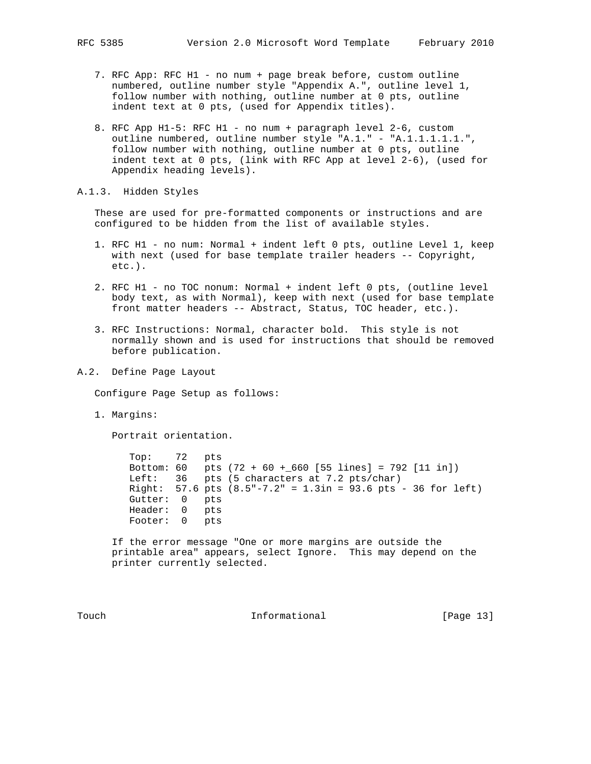7. RFC App: RFC H1 - no num + page break before, custom outline numbered, outline number style "Appendix A.", outline level 1, follow number with nothing, outline number at 0 pts, outline indent text at 0 pts, (used for Appendix titles).

8. RFC App H1-5: RFC H1 - no num + paragraph level 2-6, custom outline numbered, outline number style "A.1." - "A.1.1.1.1.1.", follow number with nothing, outline number at 0 pts, outline indent text at 0 pts, (link with RFC App at level 2-6), (used for Appendix heading levels).

### A.1.3. Hidden Styles

These are used for pre-formatted components or instructions and are configured to be hidden from the list of available styles.

1. RFC H1 - no num: Normal + indent left 0 pts, outline Level 1, keep with next (used for base template trailer headers -- Copyright, etc.).

2. RFC H1 - no TOC nonum: Normal + indent left 0 pts, (outline level body text, as with Normal), keep with next (used for base template front matter headers -- Abstract, Status, TOC header, etc.).

3. RFC Instructions: Normal, character bold. This style is not normally shown and is used for instructions that should be removed before publication.

## A.2. Define Page Layout

Configure Page Setup as follows:

1. Margins:

   Portrait orientation.

   ```
   Top:    72   pts
   Bottom: 60   pts (72 + 60 +_660 [55 lines] = 792 [11 in])
   Left:   36   pts (5 characters at 7.2 pts/char)
   Right:  57.6 pts (8.5"-7.2" = 1.3in = 93.6 pts - 36 for left)
   Gutter:  0   pts
   Header:  0   pts
   Footer:  0   pts
   ```

   If the error message "One or more margins are outside the printable area" appears, select Ignore. This may depend on the printer currently selected.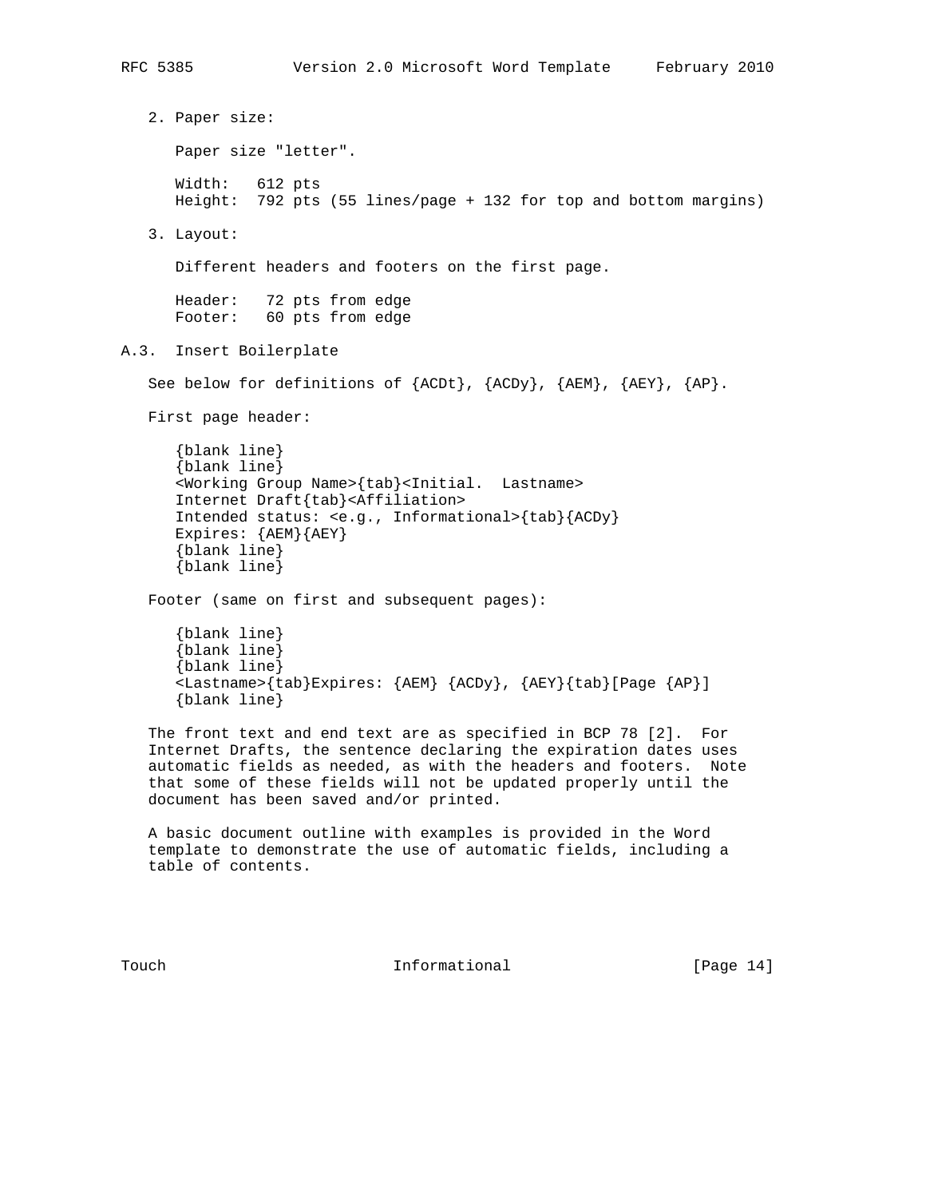2. Paper size:

   Paper size "letter".

   Width: 612 pts
   Height: 792 pts (55 lines/page + 132 for top and bottom margins)

3. Layout:

   Different headers and footers on the first page.

   Header: 72 pts from edge
   Footer: 60 pts from edge

### A.3. Insert Boilerplate

See below for definitions of {ACDt}, {ACDy}, {AEM}, {AEY}, {AP}.

First page header:

```
{blank line}
{blank line}
<Working Group Name>{tab}<Initial.  Lastname>
Internet Draft{tab}<Affiliation>
Intended status: <e.g., Informational>{tab}{ACDy}
Expires: {AEM}{AEY}
{blank line}
{blank line}
```

Footer (same on first and subsequent pages):

```
{blank line}
{blank line}
{blank line}
<Lastname>{tab}Expires: {AEM} {ACDy}, {AEY}{tab}[Page {AP}]
{blank line}
```

The front text and end text are as specified in BCP 78 [2]. For Internet Drafts, the sentence declaring the expiration dates uses automatic fields as needed, as with the headers and footers. Note that some of these fields will not be updated properly until the document has been saved and/or printed.

A basic document outline with examples is provided in the Word template to demonstrate the use of automatic fields, including a table of contents.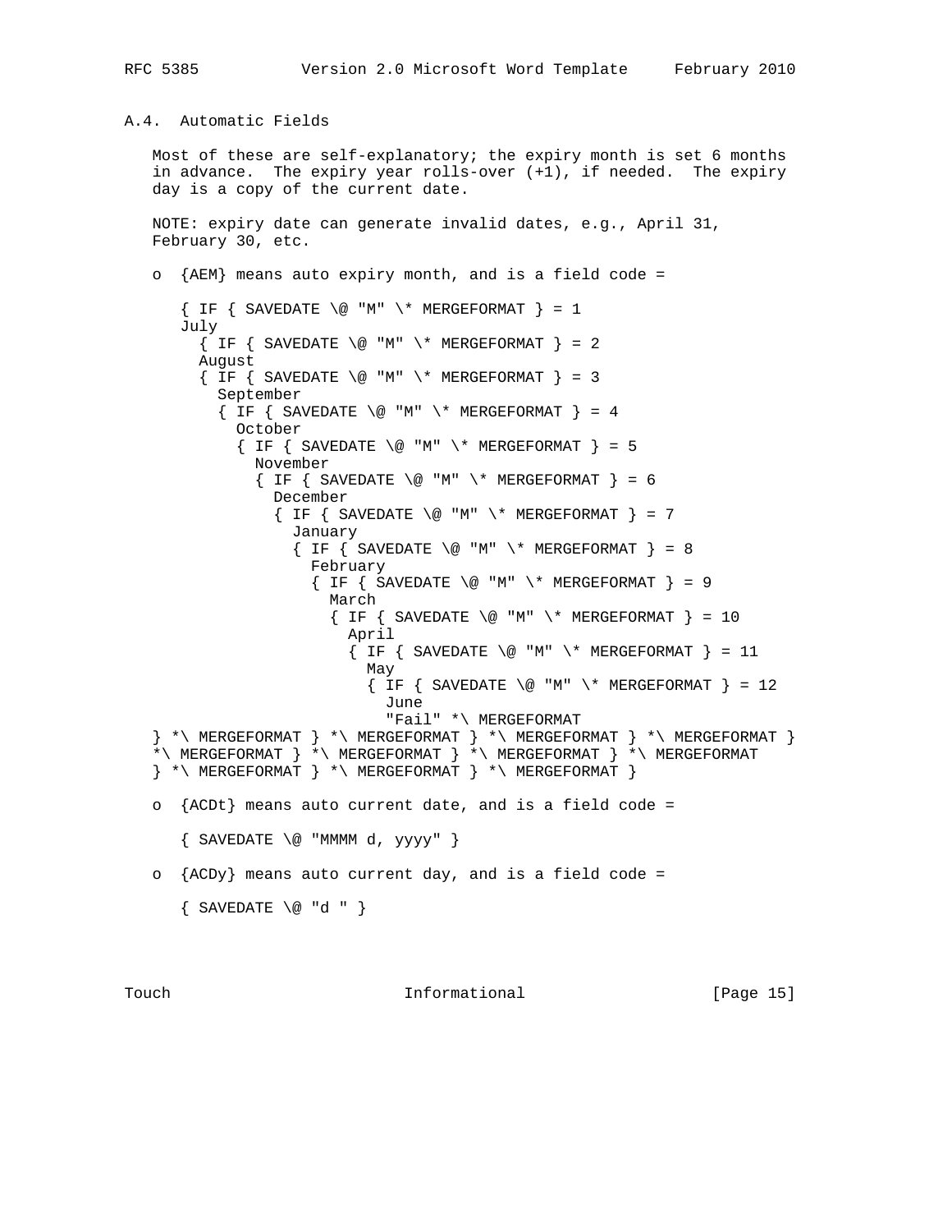### A.4. Automatic Fields

Most of these are self-explanatory; the expiry month is set 6 months in advance. The expiry year rolls-over (+1), if needed. The expiry day is a copy of the current date.

NOTE: expiry date can generate invalid dates, e.g., April 31, February 30, etc.

- {AEM} means auto expiry month, and is a field code =

```
{ IF { SAVEDATE \@ "M" \* MERGEFORMAT } = 1
July
  { IF { SAVEDATE \@ "M" \* MERGEFORMAT } = 2
  August
    { IF { SAVEDATE \@ "M" \* MERGEFORMAT } = 3
    September
      { IF { SAVEDATE \@ "M" \* MERGEFORMAT } = 4
      October
        { IF { SAVEDATE \@ "M" \* MERGEFORMAT } = 5
        November
          { IF { SAVEDATE \@ "M" \* MERGEFORMAT } = 6
          December
            { IF { SAVEDATE \@ "M" \* MERGEFORMAT } = 7
            January
              { IF { SAVEDATE \@ "M" \* MERGEFORMAT } = 8
              February
                { IF { SAVEDATE \@ "M" \* MERGEFORMAT } = 9
                March
                  { IF { SAVEDATE \@ "M" \* MERGEFORMAT } = 10
                  April
                    { IF { SAVEDATE \@ "M" \* MERGEFORMAT } = 11
                    May
                      { IF { SAVEDATE \@ "M" \* MERGEFORMAT } = 12
                      June
                      "Fail" *\ MERGEFORMAT
} *\ MERGEFORMAT } *\ MERGEFORMAT } *\ MERGEFORMAT } *\ MERGEFORMAT }
*\ MERGEFORMAT } *\ MERGEFORMAT } *\ MERGEFORMAT } *\ MERGEFORMAT
} *\ MERGEFORMAT } *\ MERGEFORMAT } *\ MERGEFORMAT }
```

- {ACDt} means auto current date, and is a field code =

```
{ SAVEDATE \@ "MMMM d, yyyy" }
```

- {ACDy} means auto current day, and is a field code =

```
{ SAVEDATE \@ "d " }
```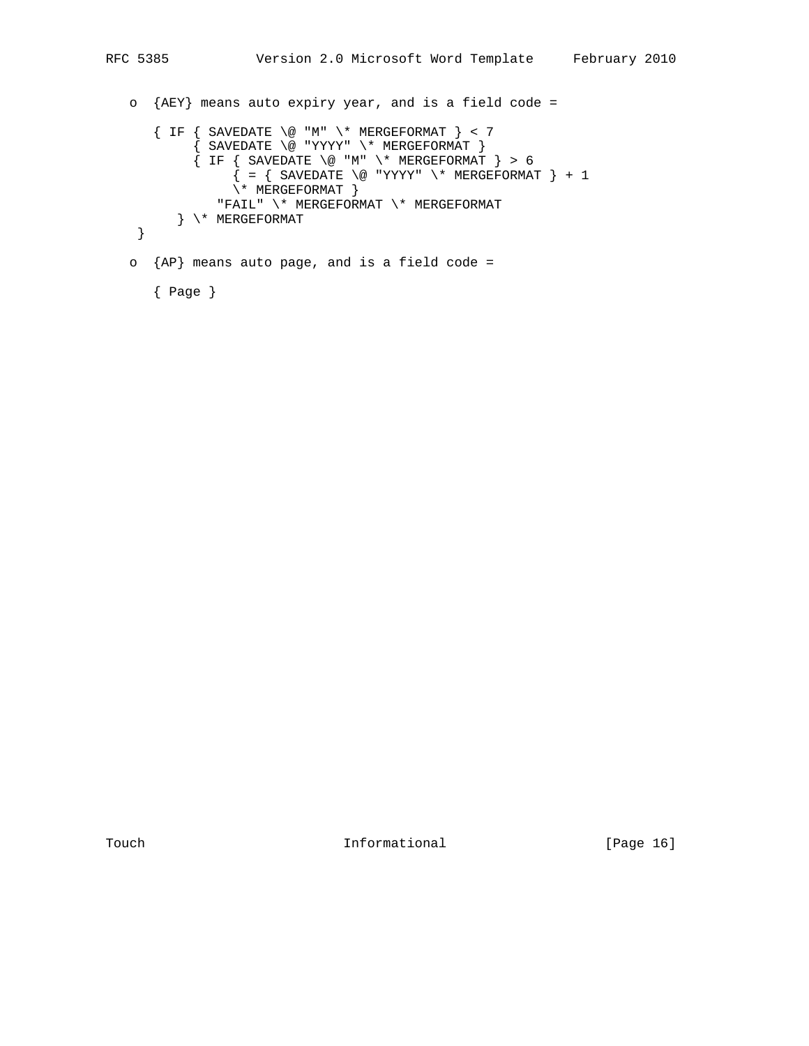o  {AEY} means auto expiry year, and is a field code =

```
{ IF { SAVEDATE \@ "M" \* MERGEFORMAT } < 7
     { SAVEDATE \@ "YYYY" \* MERGEFORMAT }
     { IF { SAVEDATE \@ "M" \* MERGEFORMAT } > 6
          { = { SAVEDATE \@ "YYYY" \* MERGEFORMAT } + 1
          \* MERGEFORMAT }
        "FAIL" \* MERGEFORMAT \* MERGEFORMAT
    } \* MERGEFORMAT
}
```

o  {AP} means auto page, and is a field code =

```
{ Page }
```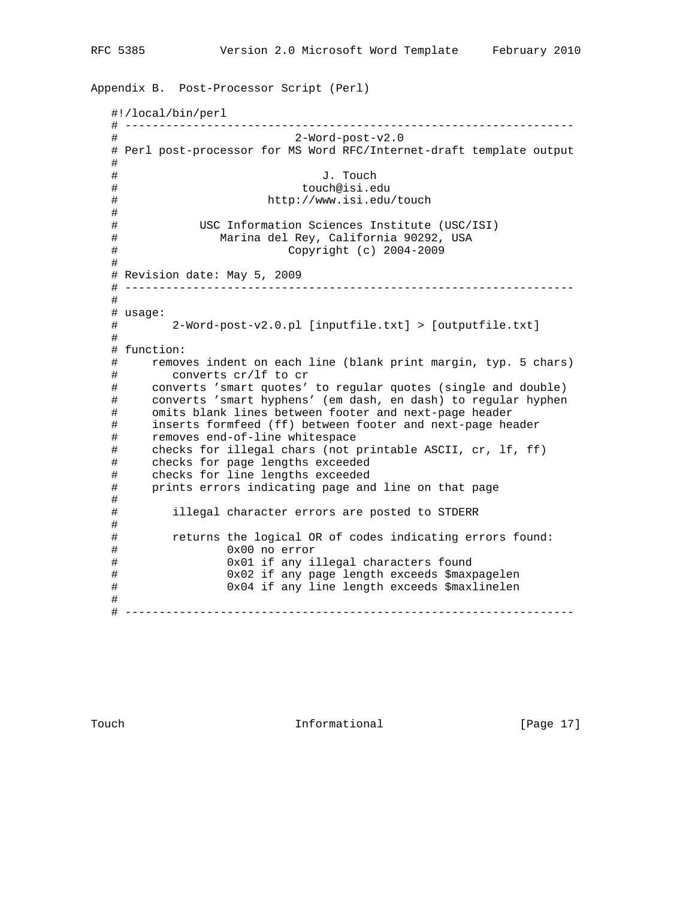## Appendix B.  Post-Processor Script (Perl)

```
#!/local/bin/perl
# ------------------------------------------------------------------
#                         2-Word-post-v2.0
# Perl post-processor for MS Word RFC/Internet-draft template output
#
#                              J. Touch
#                           touch@isi.edu
#                      http://www.isi.edu/touch
#
#            USC Information Sciences Institute (USC/ISI)
#               Marina del Rey, California 90292, USA
#                     Copyright (c) 2004-2009
#
# Revision date: May 5, 2009
# ------------------------------------------------------------------
#
# usage:
#        2-Word-post-v2.0.pl [inputfile.txt] > [outputfile.txt]
#
# function:
#     removes indent on each line (blank print margin, typ. 5 chars)
#        converts cr/lf to cr
#     converts 'smart quotes' to regular quotes (single and double)
#     converts 'smart hyphens' (em dash, en dash) to regular hyphen
#     omits blank lines between footer and next-page header
#     inserts formfeed (ff) between footer and next-page header
#     removes end-of-line whitespace
#     checks for illegal chars (not printable ASCII, cr, lf, ff)
#     checks for page lengths exceeded
#     checks for line lengths exceeded
#     prints errors indicating page and line on that page
#
#        illegal character errors are posted to STDERR
#
#        returns the logical OR of codes indicating errors found:
#                0x00 no error
#                0x01 if any illegal characters found
#                0x02 if any page length exceeds $maxpagelen
#                0x04 if any line length exceeds $maxlinelen
#
# ------------------------------------------------------------------
```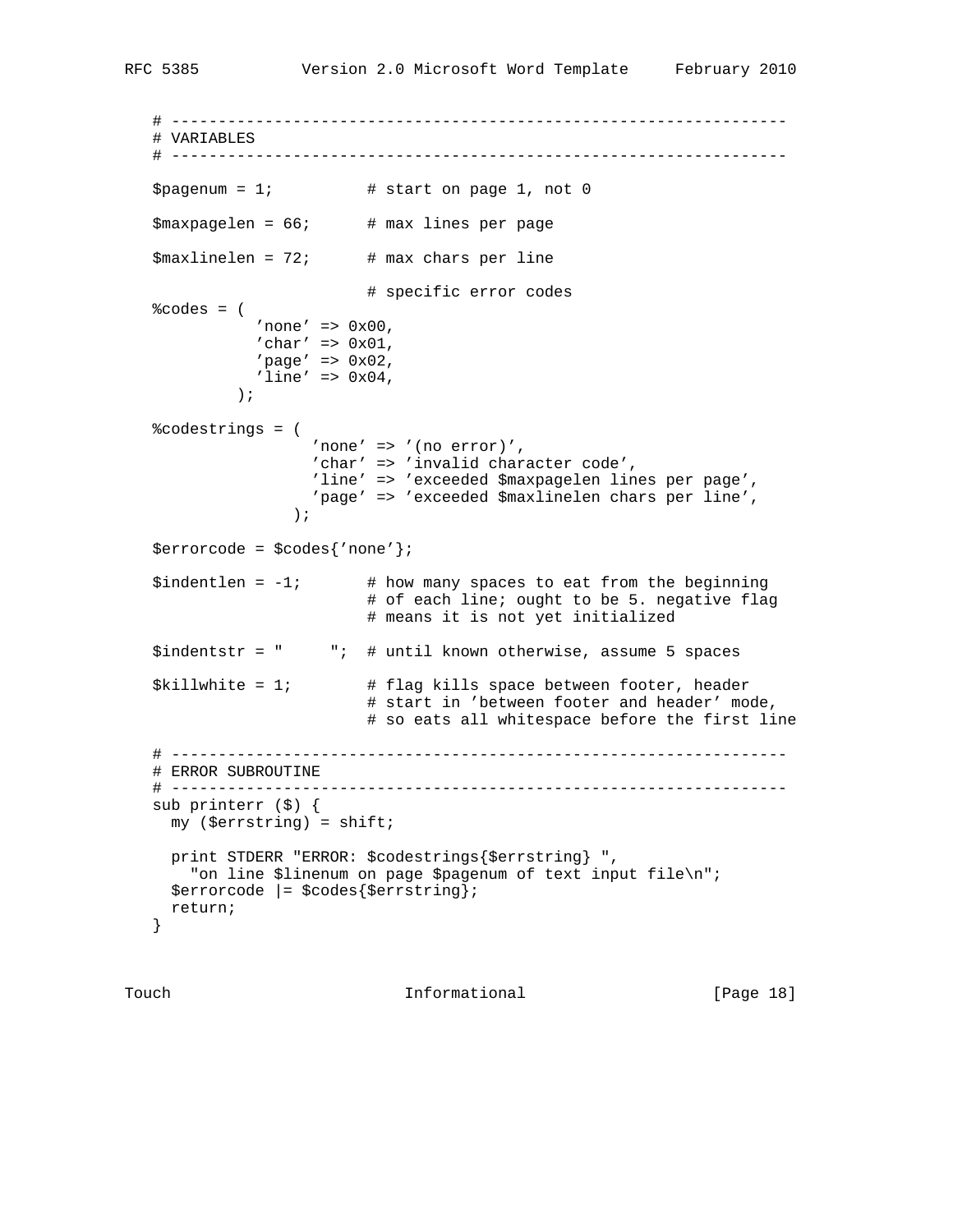```
# ----------------------------------------------------------------
# VARIABLES
# ----------------------------------------------------------------

$pagenum = 1;          # start on page 1, not 0

$maxpagelen = 66;      # max lines per page

$maxlinelen = 72;      # max chars per line

                       # specific error codes
%codes = (
           'none' => 0x00,
           'char' => 0x01,
           'page' => 0x02,
           'line' => 0x04,
         );

%codestrings = (
                 'none' => '(no error)',
                 'char' => 'invalid character code',
                 'line' => 'exceeded $maxpagelen lines per page',
                 'page' => 'exceeded $maxlinelen chars per line',
               );

$errorcode = $codes{'none'};

$indentlen = -1;       # how many spaces to eat from the beginning
                       # of each line; ought to be 5. negative flag
                       # means it is not yet initialized

$indentstr = "     ";  # until known otherwise, assume 5 spaces

$killwhite = 1;        # flag kills space between footer, header
                       # start in 'between footer and header' mode,
                       # so eats all whitespace before the first line

# ----------------------------------------------------------------
# ERROR SUBROUTINE
# ----------------------------------------------------------------
sub printerr ($) {
  my ($errstring) = shift;

  print STDERR "ERROR: $codestrings{$errstring} ",
    "on line $linenum on page $pagenum of text input file\n";
  $errorcode |= $codes{$errstring};
  return;
}
```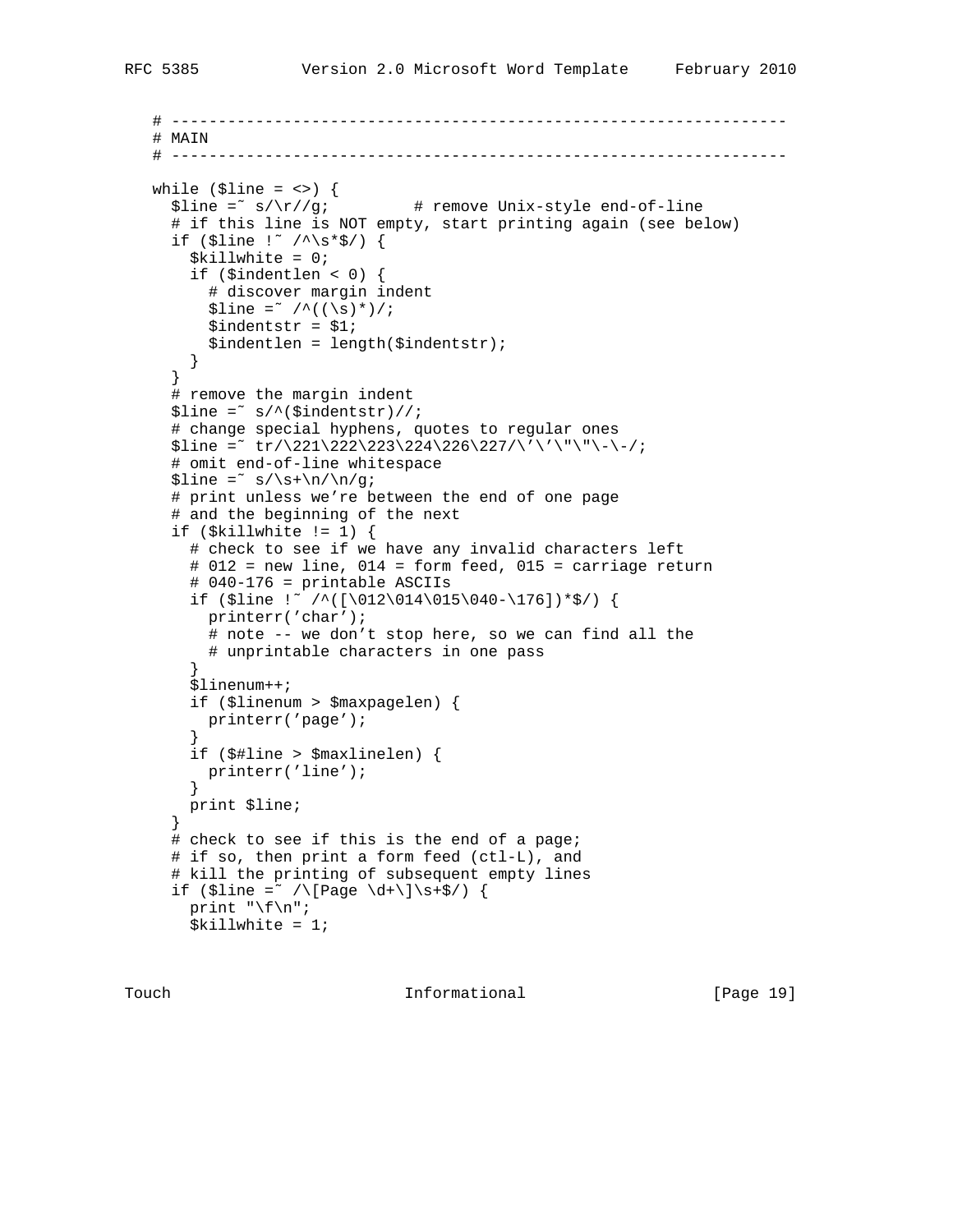```
# ------------------------------------------------------------------
# MAIN
# ------------------------------------------------------------------

while ($line = <>) {
  $line =~ s/\r//g;          # remove Unix-style end-of-line
  # if this line is NOT empty, start printing again (see below)
  if ($line !~ /^\s*$/) {
    $killwhite = 0;
    if ($indentlen < 0) {
      # discover margin indent
      $line =~ /^((\s)*)/;
      $indentstr = $1;
      $indentlen = length($indentstr);
    }
  }
  # remove the margin indent
  $line =~ s/^($indentstr)//;
  # change special hyphens, quotes to regular ones
  $line =~ tr/\221\222\223\224\226\227/\'\'\"\"\-\-/;
  # omit end-of-line whitespace
  $line =~ s/\s+\n/\n/g;
  # print unless we're between the end of one page
  # and the beginning of the next
  if ($killwhite != 1) {
    # check to see if we have any invalid characters left
    # 012 = new line, 014 = form feed, 015 = carriage return
    # 040-176 = printable ASCIIs
    if ($line !~ /^([\012\014\015\040-\176])*$/) {
      printerr('char');
      # note -- we don't stop here, so we can find all the
      # unprintable characters in one pass
    }
    $linenum++;
    if ($linenum > $maxpagelen) {
      printerr('page');
    }
    if ($#line > $maxlinelen) {
      printerr('line');
    }
    print $line;
  }
  # check to see if this is the end of a page;
  # if so, then print a form feed (ctl-L), and
  # kill the printing of subsequent empty lines
  if ($line =~ /\[Page \d+\]\s+$/) {
    print "\f\n";
    $killwhite = 1;
```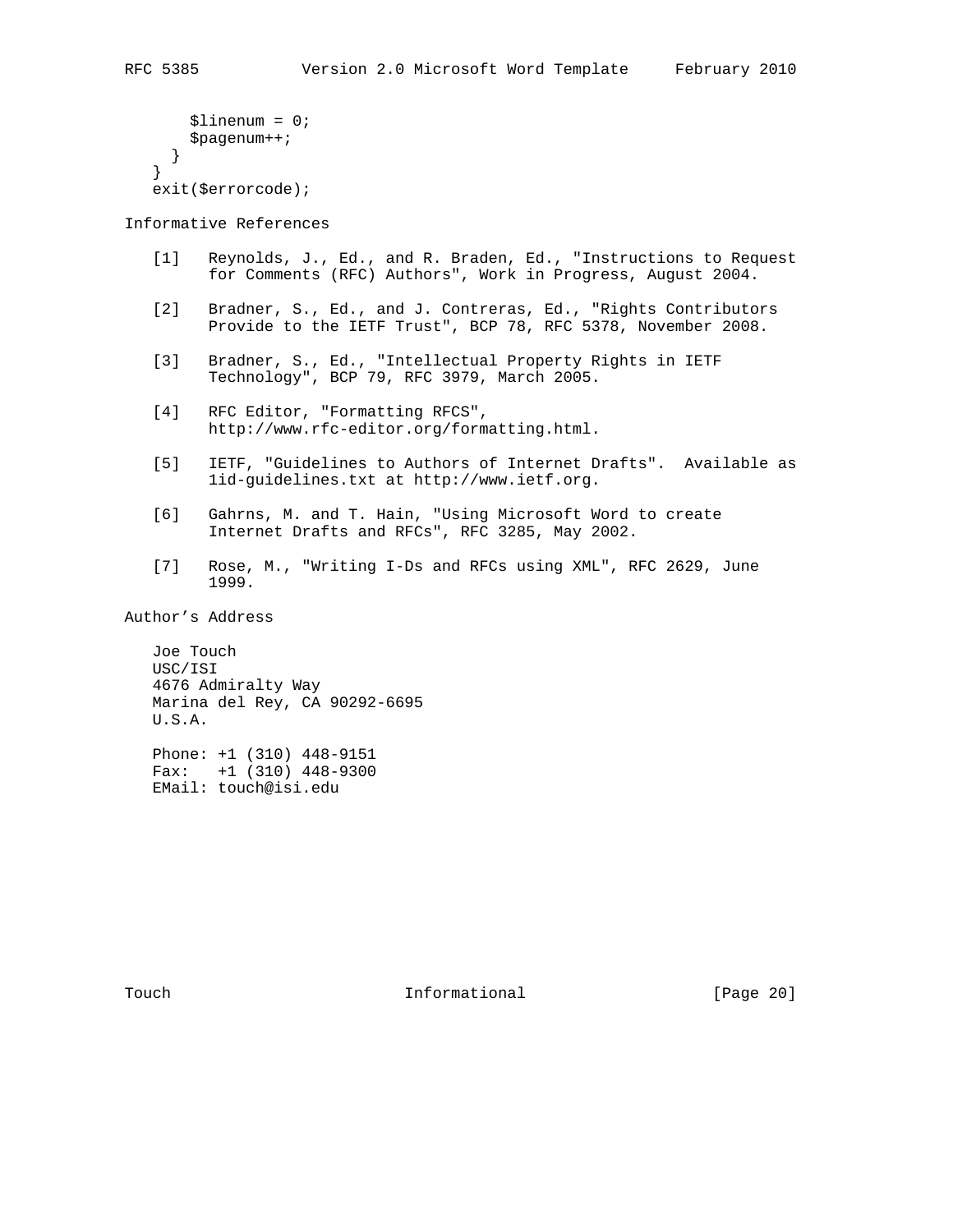```
      $linenum = 0;
      $pagenum++;
    }
  }
  exit($errorcode);
```

## Informative References

[1] Reynolds, J., Ed., and R. Braden, Ed., "Instructions to Request for Comments (RFC) Authors", Work in Progress, August 2004.

[2] Bradner, S., Ed., and J. Contreras, Ed., "Rights Contributors Provide to the IETF Trust", BCP 78, RFC 5378, November 2008.

[3] Bradner, S., Ed., "Intellectual Property Rights in IETF Technology", BCP 79, RFC 3979, March 2005.

[4] RFC Editor, "Formatting RFCS", http://www.rfc-editor.org/formatting.html.

[5] IETF, "Guidelines to Authors of Internet Drafts". Available as 1id-guidelines.txt at http://www.ietf.org.

[6] Gahrns, M. and T. Hain, "Using Microsoft Word to create Internet Drafts and RFCs", RFC 3285, May 2002.

[7] Rose, M., "Writing I-Ds and RFCs using XML", RFC 2629, June 1999.

## Author's Address

Joe Touch
USC/ISI
4676 Admiralty Way
Marina del Rey, CA 90292-6695
U.S.A.

Phone: +1 (310) 448-9151
Fax: +1 (310) 448-9300
EMail: touch@isi.edu